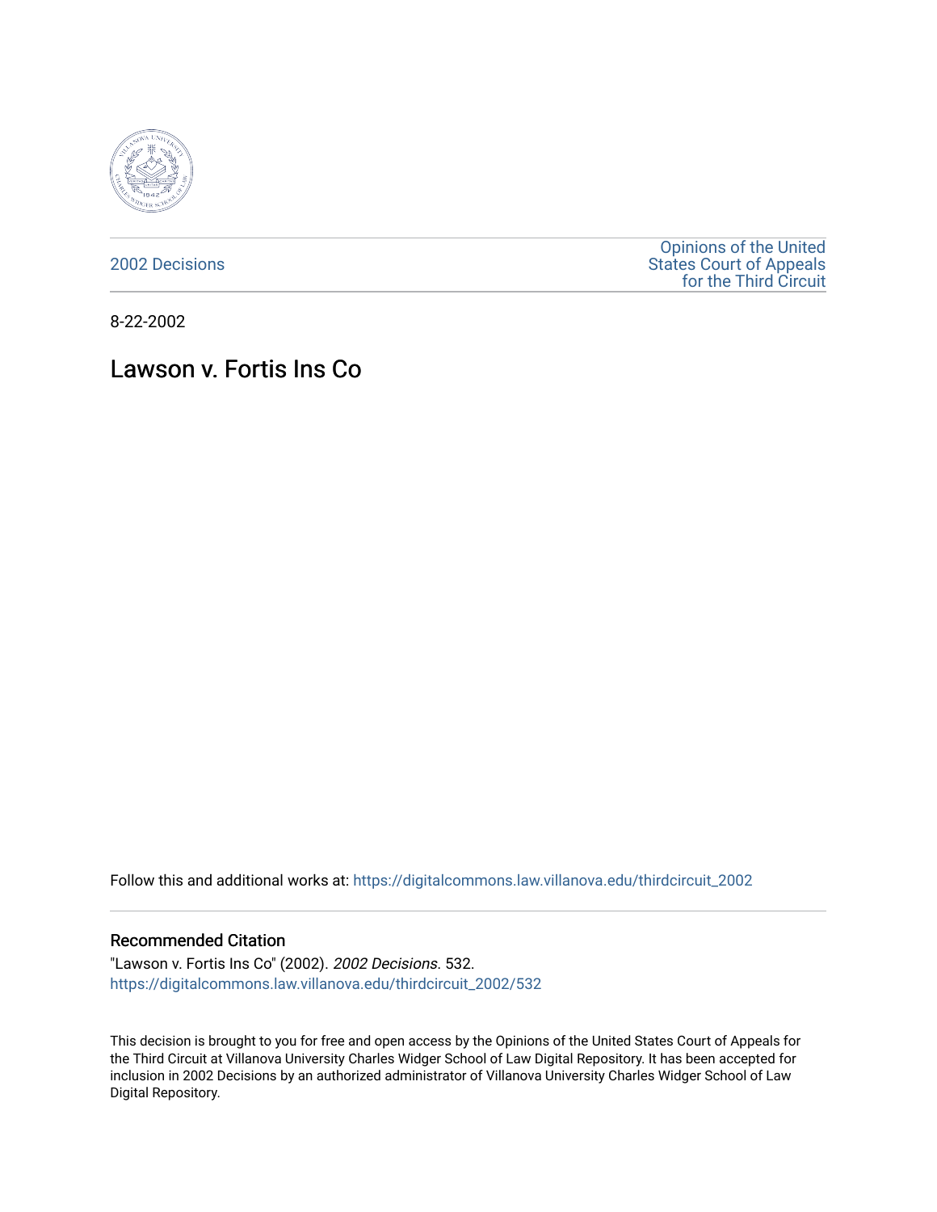2002 Decisions

Opinions of the United States Court of Appeals for the Third Circuit

8-22-2002

# Lawson v. Fortis Ins Co

Follow this and additional works at: https://digitalcommons.law.villanova.edu/thirdcircuit_2002

## Recommended Citation

"Lawson v. Fortis Ins Co" (2002). *2002 Decisions*. 532.
https://digitalcommons.law.villanova.edu/thirdcircuit_2002/532

This decision is brought to you for free and open access by the Opinions of the United States Court of Appeals for the Third Circuit at Villanova University Charles Widger School of Law Digital Repository. It has been accepted for inclusion in 2002 Decisions by an authorized administrator of Villanova University Charles Widger School of Law Digital Repository.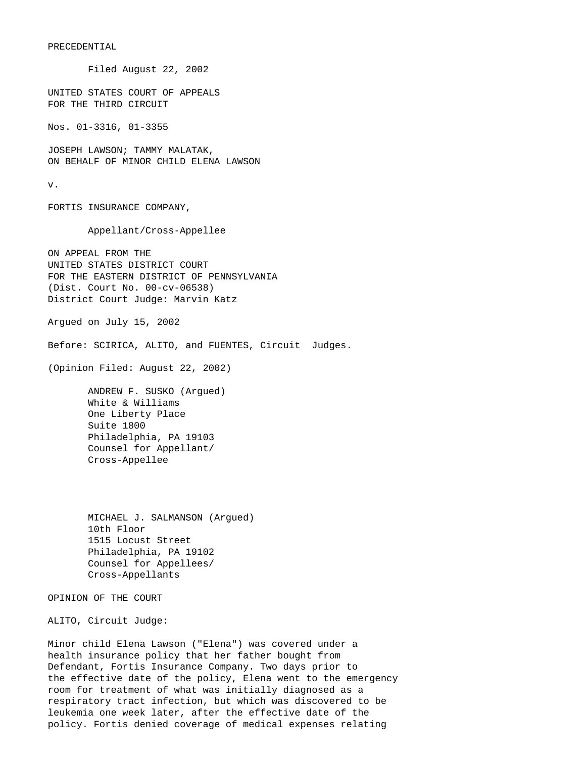PRECEDENTIAL

Filed August 22, 2002

UNITED STATES COURT OF APPEALS
FOR THE THIRD CIRCUIT

Nos. 01-3316, 01-3355

JOSEPH LAWSON; TAMMY MALATAK,
ON BEHALF OF MINOR CHILD ELENA LAWSON

v.

FORTIS INSURANCE COMPANY,

Appellant/Cross-Appellee

ON APPEAL FROM THE
UNITED STATES DISTRICT COURT
FOR THE EASTERN DISTRICT OF PENNSYLVANIA
(Dist. Court No. 00-cv-06538)
District Court Judge: Marvin Katz

Argued on July 15, 2002

Before: SCIRICA, ALITO, and FUENTES, Circuit Judges.

(Opinion Filed: August 22, 2002)

ANDREW F. SUSKO (Argued)
White & Williams
One Liberty Place
Suite 1800
Philadelphia, PA 19103
Counsel for Appellant/
Cross-Appellee

MICHAEL J. SALMANSON (Argued)
10th Floor
1515 Locust Street
Philadelphia, PA 19102
Counsel for Appellees/
Cross-Appellants

OPINION OF THE COURT

ALITO, Circuit Judge:

Minor child Elena Lawson ("Elena") was covered under a health insurance policy that her father bought from Defendant, Fortis Insurance Company. Two days prior to the effective date of the policy, Elena went to the emergency room for treatment of what was initially diagnosed as a respiratory tract infection, but which was discovered to be leukemia one week later, after the effective date of the policy. Fortis denied coverage of medical expenses relating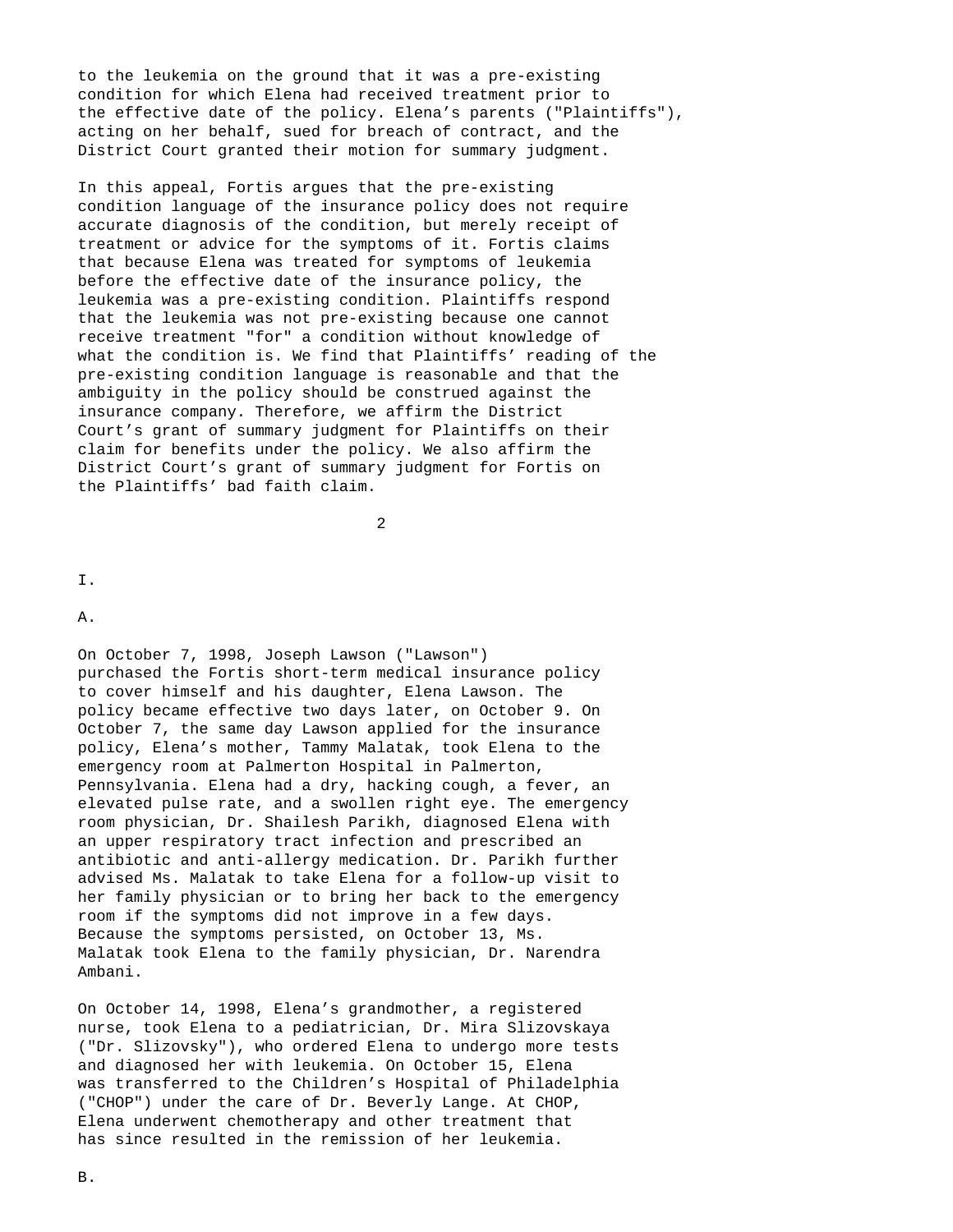to the leukemia on the ground that it was a pre-existing condition for which Elena had received treatment prior to the effective date of the policy. Elena's parents ("Plaintiffs"), acting on her behalf, sued for breach of contract, and the District Court granted their motion for summary judgment.

In this appeal, Fortis argues that the pre-existing condition language of the insurance policy does not require accurate diagnosis of the condition, but merely receipt of treatment or advice for the symptoms of it. Fortis claims that because Elena was treated for symptoms of leukemia before the effective date of the insurance policy, the leukemia was a pre-existing condition. Plaintiffs respond that the leukemia was not pre-existing because one cannot receive treatment "for" a condition without knowledge of what the condition is. We find that Plaintiffs' reading of the pre-existing condition language is reasonable and that the ambiguity in the policy should be construed against the insurance company. Therefore, we affirm the District Court's grant of summary judgment for Plaintiffs on their claim for benefits under the policy. We also affirm the District Court's grant of summary judgment for Fortis on the Plaintiffs' bad faith claim.

# I.

## A.

On October 7, 1998, Joseph Lawson ("Lawson") purchased the Fortis short-term medical insurance policy to cover himself and his daughter, Elena Lawson. The policy became effective two days later, on October 9. On October 7, the same day Lawson applied for the insurance policy, Elena's mother, Tammy Malatak, took Elena to the emergency room at Palmerton Hospital in Palmerton, Pennsylvania. Elena had a dry, hacking cough, a fever, an elevated pulse rate, and a swollen right eye. The emergency room physician, Dr. Shailesh Parikh, diagnosed Elena with an upper respiratory tract infection and prescribed an antibiotic and anti-allergy medication. Dr. Parikh further advised Ms. Malatak to take Elena for a follow-up visit to her family physician or to bring her back to the emergency room if the symptoms did not improve in a few days. Because the symptoms persisted, on October 13, Ms. Malatak took Elena to the family physician, Dr. Narendra Ambani.

On October 14, 1998, Elena's grandmother, a registered nurse, took Elena to a pediatrician, Dr. Mira Slizovskaya ("Dr. Slizovsky"), who ordered Elena to undergo more tests and diagnosed her with leukemia. On October 15, Elena was transferred to the Children's Hospital of Philadelphia ("CHOP") under the care of Dr. Beverly Lange. At CHOP, Elena underwent chemotherapy and other treatment that has since resulted in the remission of her leukemia.

## B.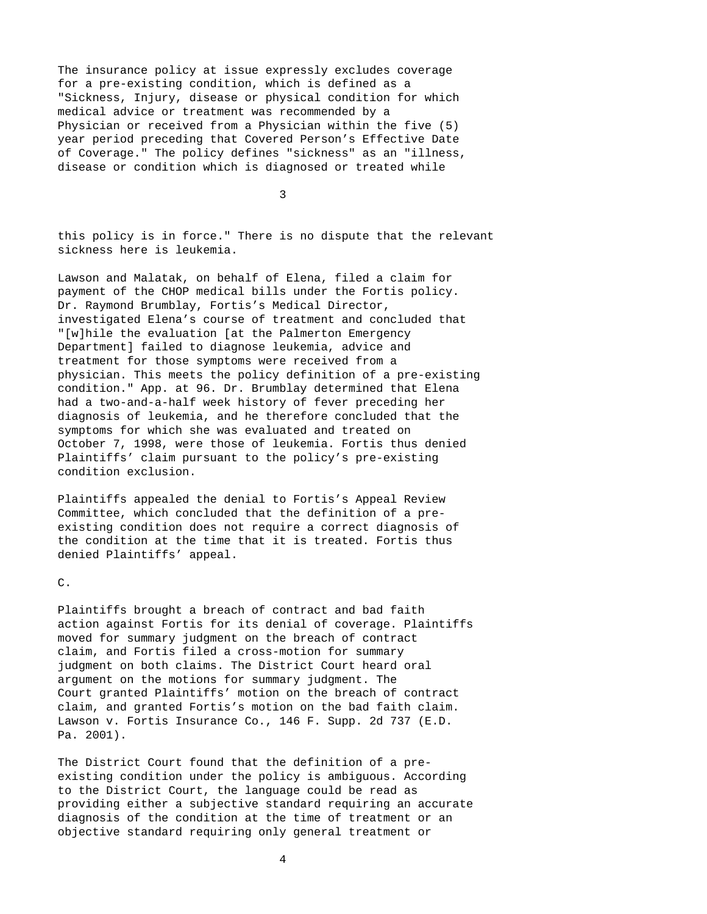The insurance policy at issue expressly excludes coverage for a pre-existing condition, which is defined as a "Sickness, Injury, disease or physical condition for which medical advice or treatment was recommended by a Physician or received from a Physician within the five (5) year period preceding that Covered Person's Effective Date of Coverage." The policy defines "sickness" as an "illness, disease or condition which is diagnosed or treated while this policy is in force." There is no dispute that the relevant sickness here is leukemia.

Lawson and Malatak, on behalf of Elena, filed a claim for payment of the CHOP medical bills under the Fortis policy. Dr. Raymond Brumblay, Fortis's Medical Director, investigated Elena's course of treatment and concluded that "[w]hile the evaluation [at the Palmerton Emergency Department] failed to diagnose leukemia, advice and treatment for those symptoms were received from a physician. This meets the policy definition of a pre-existing condition." App. at 96. Dr. Brumblay determined that Elena had a two-and-a-half week history of fever preceding her diagnosis of leukemia, and he therefore concluded that the symptoms for which she was evaluated and treated on October 7, 1998, were those of leukemia. Fortis thus denied Plaintiffs' claim pursuant to the policy's pre-existing condition exclusion.

Plaintiffs appealed the denial to Fortis's Appeal Review Committee, which concluded that the definition of a pre-existing condition does not require a correct diagnosis of the condition at the time that it is treated. Fortis thus denied Plaintiffs' appeal.

C.

Plaintiffs brought a breach of contract and bad faith action against Fortis for its denial of coverage. Plaintiffs moved for summary judgment on the breach of contract claim, and Fortis filed a cross-motion for summary judgment on both claims. The District Court heard oral argument on the motions for summary judgment. The Court granted Plaintiffs' motion on the breach of contract claim, and granted Fortis's motion on the bad faith claim. Lawson v. Fortis Insurance Co., 146 F. Supp. 2d 737 (E.D. Pa. 2001).

The District Court found that the definition of a pre-existing condition under the policy is ambiguous. According to the District Court, the language could be read as providing either a subjective standard requiring an accurate diagnosis of the condition at the time of treatment or an objective standard requiring only general treatment or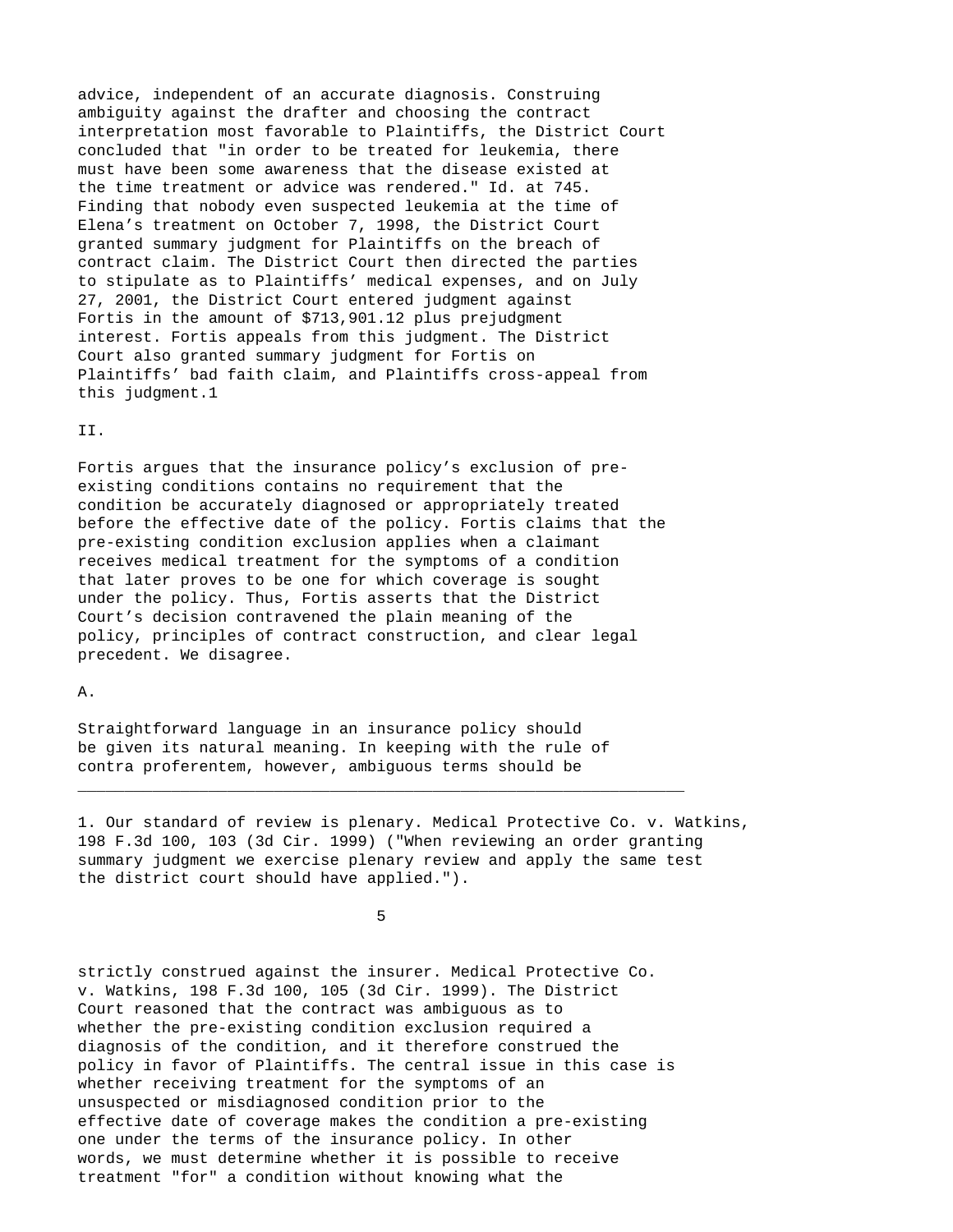advice, independent of an accurate diagnosis. Construing ambiguity against the drafter and choosing the contract interpretation most favorable to Plaintiffs, the District Court concluded that "in order to be treated for leukemia, there must have been some awareness that the disease existed at the time treatment or advice was rendered." Id. at 745. Finding that nobody even suspected leukemia at the time of Elena's treatment on October 7, 1998, the District Court granted summary judgment for Plaintiffs on the breach of contract claim. The District Court then directed the parties to stipulate as to Plaintiffs' medical expenses, and on July 27, 2001, the District Court entered judgment against Fortis in the amount of $713,901.12 plus prejudgment interest. Fortis appeals from this judgment. The District Court also granted summary judgment for Fortis on Plaintiffs' bad faith claim, and Plaintiffs cross-appeal from this judgment.[1]

## II.

Fortis argues that the insurance policy's exclusion of pre-existing conditions contains no requirement that the condition be accurately diagnosed or appropriately treated before the effective date of the policy. Fortis claims that the pre-existing condition exclusion applies when a claimant receives medical treatment for the symptoms of a condition that later proves to be one for which coverage is sought under the policy. Thus, Fortis asserts that the District Court's decision contravened the plain meaning of the policy, principles of contract construction, and clear legal precedent. We disagree.

### A.

Straightforward language in an insurance policy should be given its natural meaning. In keeping with the rule of contra proferentem, however, ambiguous terms should be strictly construed against the insurer. Medical Protective Co. v. Watkins, 198 F.3d 100, 105 (3d Cir. 1999). The District Court reasoned that the contract was ambiguous as to whether the pre-existing condition exclusion required a diagnosis of the condition, and it therefore construed the policy in favor of Plaintiffs. The central issue in this case is whether receiving treatment for the symptoms of an unsuspected or misdiagnosed condition prior to the effective date of coverage makes the condition a pre-existing one under the terms of the insurance policy. In other words, we must determine whether it is possible to receive treatment "for" a condition without knowing what the

---

1. Our standard of review is plenary. Medical Protective Co. v. Watkins, 198 F.3d 100, 103 (3d Cir. 1999) ("When reviewing an order granting summary judgment we exercise plenary review and apply the same test the district court should have applied.").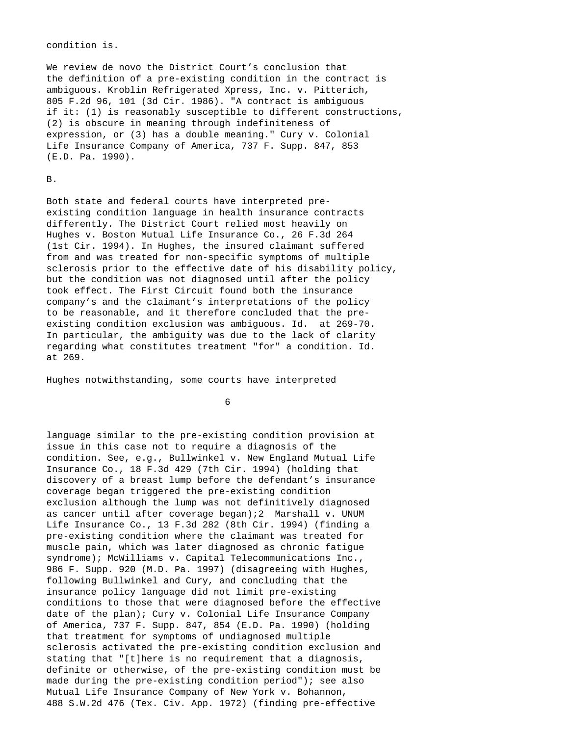condition is.

We review de novo the District Court's conclusion that the definition of a pre-existing condition in the contract is ambiguous. Kroblin Refrigerated Xpress, Inc. v. Pitterich, 805 F.2d 96, 101 (3d Cir. 1986). "A contract is ambiguous if it: (1) is reasonably susceptible to different constructions, (2) is obscure in meaning through indefiniteness of expression, or (3) has a double meaning." Cury v. Colonial Life Insurance Company of America, 737 F. Supp. 847, 853 (E.D. Pa. 1990).

B.

Both state and federal courts have interpreted pre-existing condition language in health insurance contracts differently. The District Court relied most heavily on Hughes v. Boston Mutual Life Insurance Co., 26 F.3d 264 (1st Cir. 1994). In Hughes, the insured claimant suffered from and was treated for non-specific symptoms of multiple sclerosis prior to the effective date of his disability policy, but the condition was not diagnosed until after the policy took effect. The First Circuit found both the insurance company's and the claimant's interpretations of the policy to be reasonable, and it therefore concluded that the pre-existing condition exclusion was ambiguous. Id. at 269-70. In particular, the ambiguity was due to the lack of clarity regarding what constitutes treatment "for" a condition. Id. at 269.

Hughes notwithstanding, some courts have interpreted language similar to the pre-existing condition provision at issue in this case not to require a diagnosis of the condition. See, e.g., Bullwinkel v. New England Mutual Life Insurance Co., 18 F.3d 429 (7th Cir. 1994) (holding that discovery of a breast lump before the defendant's insurance coverage began triggered the pre-existing condition exclusion although the lump was not definitively diagnosed as cancer until after coverage began);[2] Marshall v. UNUM Life Insurance Co., 13 F.3d 282 (8th Cir. 1994) (finding a pre-existing condition where the claimant was treated for muscle pain, which was later diagnosed as chronic fatigue syndrome); McWilliams v. Capital Telecommunications Inc., 986 F. Supp. 920 (M.D. Pa. 1997) (disagreeing with Hughes, following Bullwinkel and Cury, and concluding that the insurance policy language did not limit pre-existing conditions to those that were diagnosed before the effective date of the plan); Cury v. Colonial Life Insurance Company of America, 737 F. Supp. 847, 854 (E.D. Pa. 1990) (holding that treatment for symptoms of undiagnosed multiple sclerosis activated the pre-existing condition exclusion and stating that "[t]here is no requirement that a diagnosis, definite or otherwise, of the pre-existing condition must be made during the pre-existing condition period"); see also Mutual Life Insurance Company of New York v. Bohannon, 488 S.W.2d 476 (Tex. Civ. App. 1972) (finding pre-effective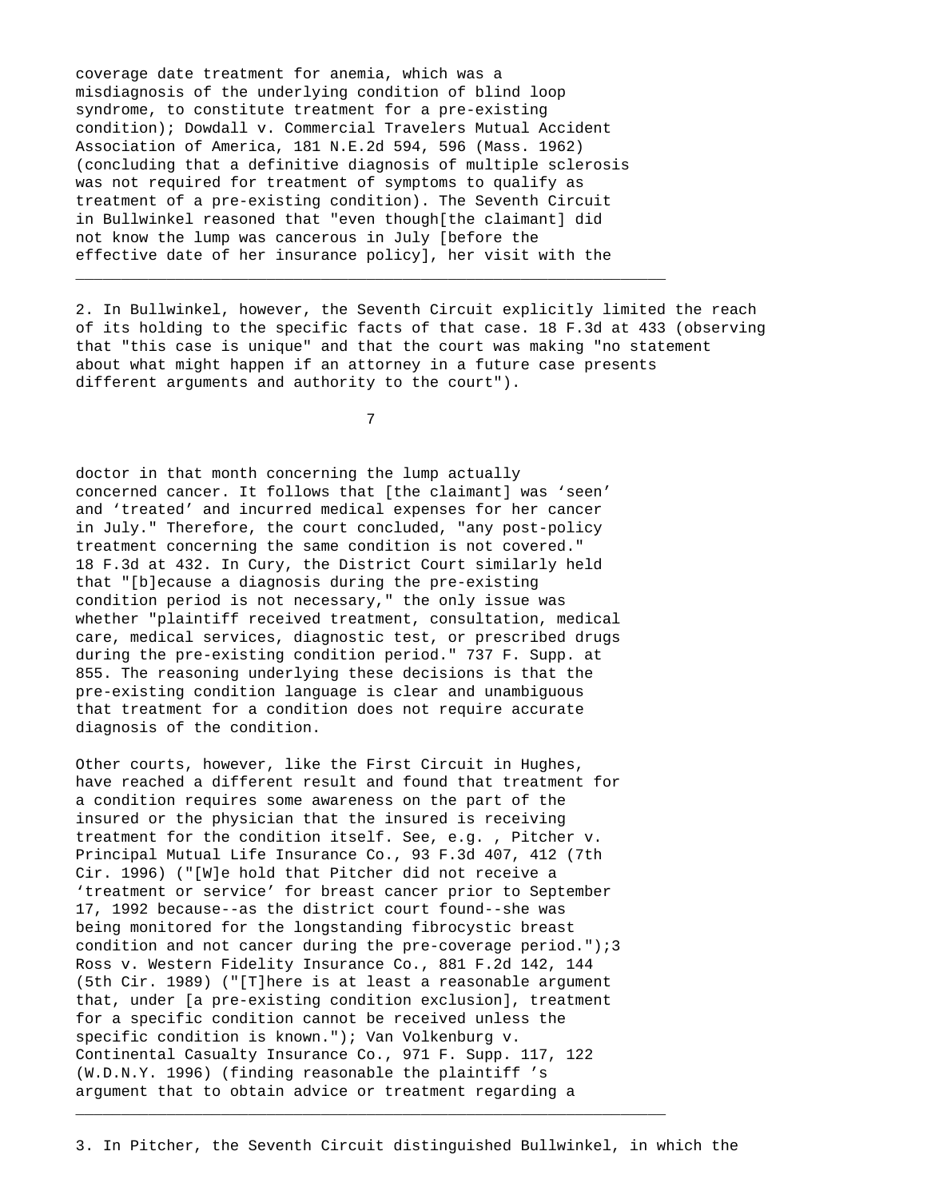coverage date treatment for anemia, which was a misdiagnosis of the underlying condition of blind loop syndrome, to constitute treatment for a pre-existing condition); Dowdall v. Commercial Travelers Mutual Accident Association of America, 181 N.E.2d 594, 596 (Mass. 1962) (concluding that a definitive diagnosis of multiple sclerosis was not required for treatment of symptoms to qualify as treatment of a pre-existing condition). The Seventh Circuit in Bullwinkel reasoned that "even though[the claimant] did not know the lump was cancerous in July [before the effective date of her insurance policy], her visit with the doctor in that month concerning the lump actually concerned cancer. It follows that [the claimant] was 'seen' and 'treated' and incurred medical expenses for her cancer in July." Therefore, the court concluded, "any post-policy treatment concerning the same condition is not covered." 18 F.3d at 432. In Cury, the District Court similarly held that "[b]ecause a diagnosis during the pre-existing condition period is not necessary," the only issue was whether "plaintiff received treatment, consultation, medical care, medical services, diagnostic test, or prescribed drugs during the pre-existing condition period." 737 F. Supp. at 855. The reasoning underlying these decisions is that the pre-existing condition language is clear and unambiguous that treatment for a condition does not require accurate diagnosis of the condition.

Other courts, however, like the First Circuit in Hughes, have reached a different result and found that treatment for a condition requires some awareness on the part of the insured or the physician that the insured is receiving treatment for the condition itself. See, e.g. , Pitcher v. Principal Mutual Life Insurance Co., 93 F.3d 407, 412 (7th Cir. 1996) ("[W]e hold that Pitcher did not receive a 'treatment or service' for breast cancer prior to September 17, 1992 because--as the district court found--she was being monitored for the longstanding fibrocystic breast condition and not cancer during the pre-coverage period.");[3] Ross v. Western Fidelity Insurance Co., 881 F.2d 142, 144 (5th Cir. 1989) ("[T]here is at least a reasonable argument that, under [a pre-existing condition exclusion], treatment for a specific condition cannot be received unless the specific condition is known."); Van Volkenburg v. Continental Casualty Insurance Co., 971 F. Supp. 117, 122 (W.D.N.Y. 1996) (finding reasonable the plaintiff 's argument that to obtain advice or treatment regarding a

---

2. In Bullwinkel, however, the Seventh Circuit explicitly limited the reach of its holding to the specific facts of that case. 18 F.3d at 433 (observing that "this case is unique" and that the court was making "no statement about what might happen if an attorney in a future case presents different arguments and authority to the court").

3. In Pitcher, the Seventh Circuit distinguished Bullwinkel, in which the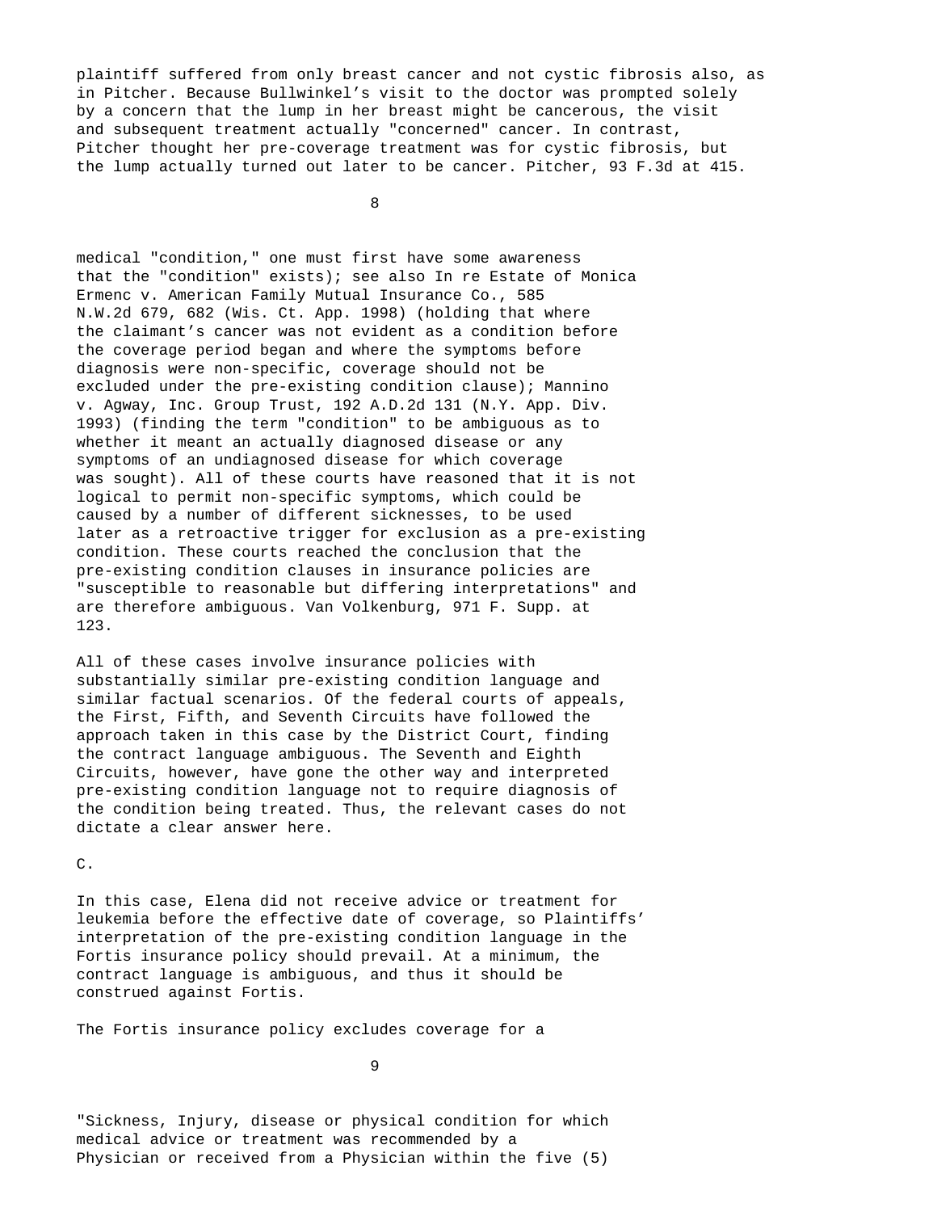plaintiff suffered from only breast cancer and not cystic fibrosis also, as in Pitcher. Because Bullwinkel's visit to the doctor was prompted solely by a concern that the lump in her breast might be cancerous, the visit and subsequent treatment actually "concerned" cancer. In contrast, Pitcher thought her pre-coverage treatment was for cystic fibrosis, but the lump actually turned out later to be cancer. Pitcher, 93 F.3d at 415.

medical "condition," one must first have some awareness that the "condition" exists); see also In re Estate of Monica Ermenc v. American Family Mutual Insurance Co., 585 N.W.2d 679, 682 (Wis. Ct. App. 1998) (holding that where the claimant's cancer was not evident as a condition before the coverage period began and where the symptoms before diagnosis were non-specific, coverage should not be excluded under the pre-existing condition clause); Mannino v. Agway, Inc. Group Trust, 192 A.D.2d 131 (N.Y. App. Div. 1993) (finding the term "condition" to be ambiguous as to whether it meant an actually diagnosed disease or any symptoms of an undiagnosed disease for which coverage was sought). All of these courts have reasoned that it is not logical to permit non-specific symptoms, which could be caused by a number of different sicknesses, to be used later as a retroactive trigger for exclusion as a pre-existing condition. These courts reached the conclusion that the pre-existing condition clauses in insurance policies are "susceptible to reasonable but differing interpretations" and are therefore ambiguous. Van Volkenburg, 971 F. Supp. at 123.

All of these cases involve insurance policies with substantially similar pre-existing condition language and similar factual scenarios. Of the federal courts of appeals, the First, Fifth, and Seventh Circuits have followed the approach taken in this case by the District Court, finding the contract language ambiguous. The Seventh and Eighth Circuits, however, have gone the other way and interpreted pre-existing condition language not to require diagnosis of the condition being treated. Thus, the relevant cases do not dictate a clear answer here.

C.

In this case, Elena did not receive advice or treatment for leukemia before the effective date of coverage, so Plaintiffs' interpretation of the pre-existing condition language in the Fortis insurance policy should prevail. At a minimum, the contract language is ambiguous, and thus it should be construed against Fortis.

The Fortis insurance policy excludes coverage for a

"Sickness, Injury, disease or physical condition for which medical advice or treatment was recommended by a Physician or received from a Physician within the five (5)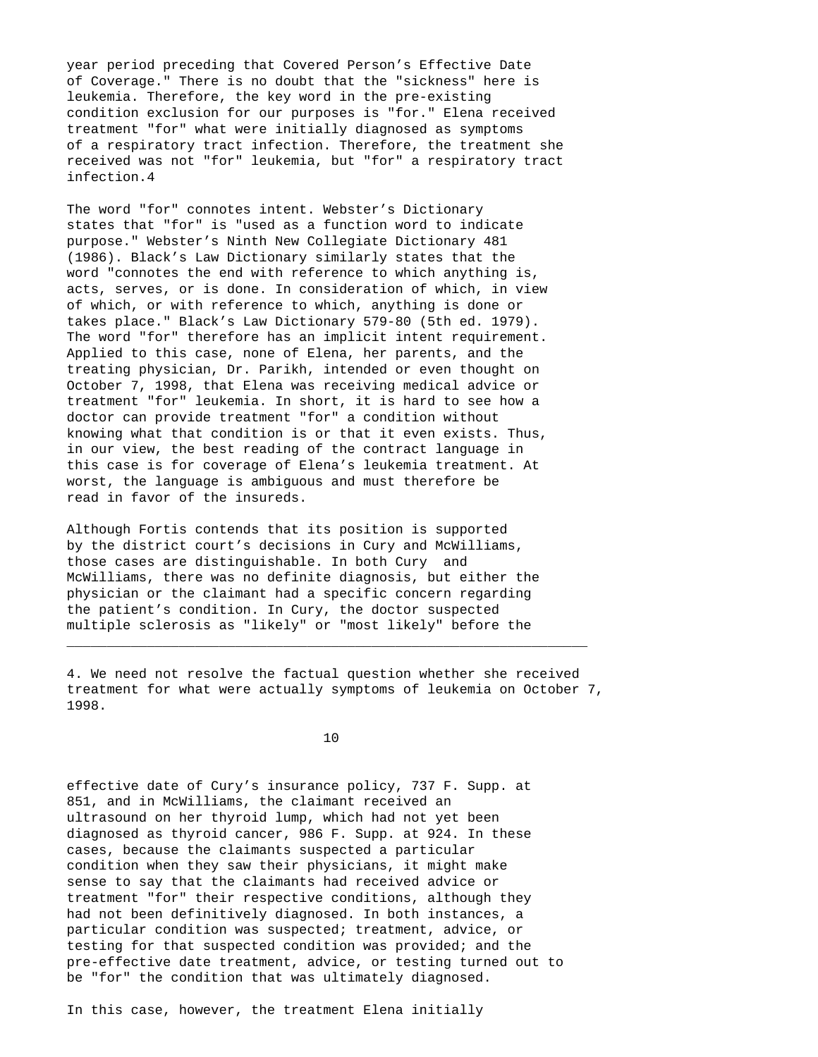year period preceding that Covered Person's Effective Date of Coverage." There is no doubt that the "sickness" here is leukemia. Therefore, the key word in the pre-existing condition exclusion for our purposes is "for." Elena received treatment "for" what were initially diagnosed as symptoms of a respiratory tract infection. Therefore, the treatment she received was not "for" leukemia, but "for" a respiratory tract infection.[4]

The word "for" connotes intent. Webster's Dictionary states that "for" is "used as a function word to indicate purpose." Webster's Ninth New Collegiate Dictionary 481 (1986). Black's Law Dictionary similarly states that the word "connotes the end with reference to which anything is, acts, serves, or is done. In consideration of which, in view of which, or with reference to which, anything is done or takes place." Black's Law Dictionary 579-80 (5th ed. 1979). The word "for" therefore has an implicit intent requirement. Applied to this case, none of Elena, her parents, and the treating physician, Dr. Parikh, intended or even thought on October 7, 1998, that Elena was receiving medical advice or treatment "for" leukemia. In short, it is hard to see how a doctor can provide treatment "for" a condition without knowing what that condition is or that it even exists. Thus, in our view, the best reading of the contract language in this case is for coverage of Elena's leukemia treatment. At worst, the language is ambiguous and must therefore be read in favor of the insureds.

Although Fortis contends that its position is supported by the district court's decisions in Cury and McWilliams, those cases are distinguishable. In both Cury and McWilliams, there was no definite diagnosis, but either the physician or the claimant had a specific concern regarding the patient's condition. In Cury, the doctor suspected multiple sclerosis as "likely" or "most likely" before the effective date of Cury's insurance policy, 737 F. Supp. at 851, and in McWilliams, the claimant received an ultrasound on her thyroid lump, which had not yet been diagnosed as thyroid cancer, 986 F. Supp. at 924. In these cases, because the claimants suspected a particular condition when they saw their physicians, it might make sense to say that the claimants had received advice or treatment "for" their respective conditions, although they had not been definitively diagnosed. In both instances, a particular condition was suspected; treatment, advice, or testing for that suspected condition was provided; and the pre-effective date treatment, advice, or testing turned out to be "for" the condition that was ultimately diagnosed.

In this case, however, the treatment Elena initially

---

4. We need not resolve the factual question whether she received treatment for what were actually symptoms of leukemia on October 7, 1998.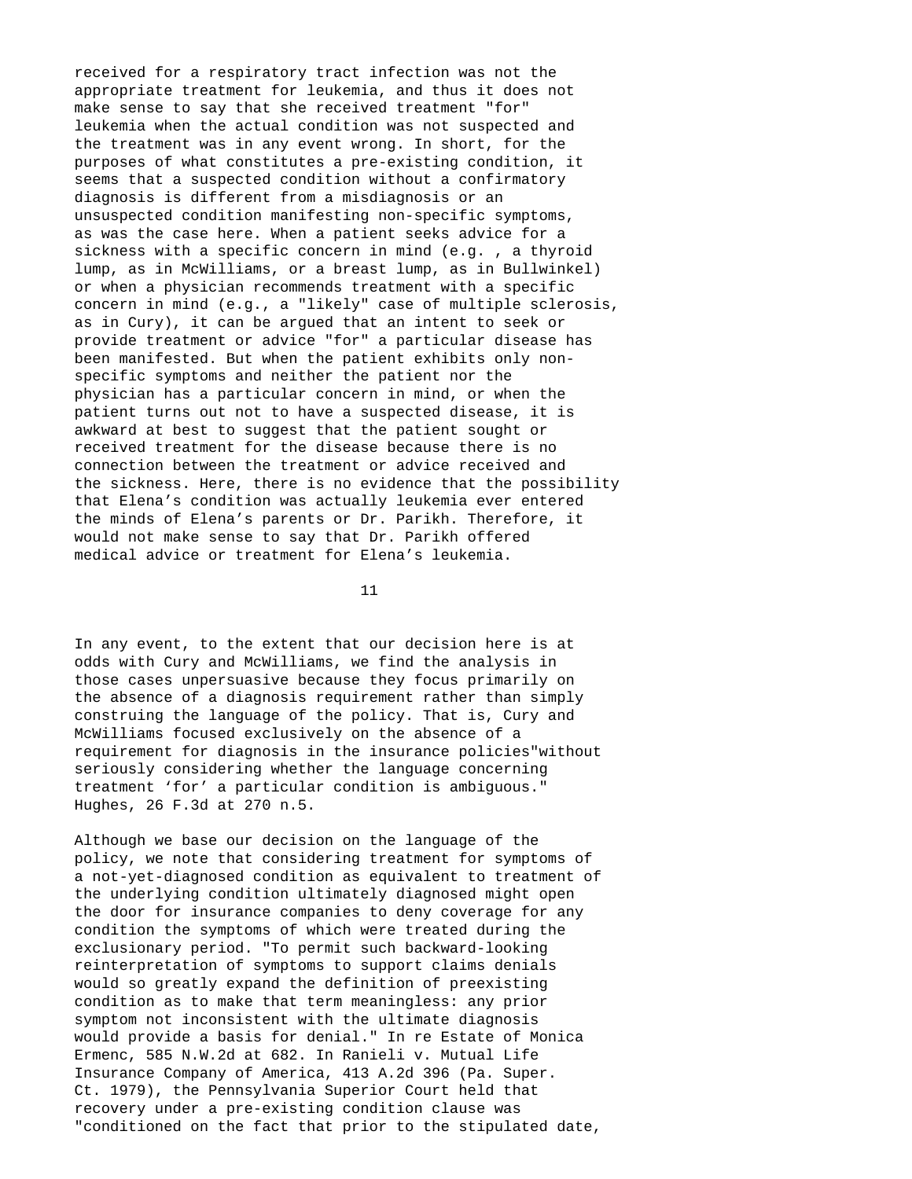received for a respiratory tract infection was not the appropriate treatment for leukemia, and thus it does not make sense to say that she received treatment "for" leukemia when the actual condition was not suspected and the treatment was in any event wrong. In short, for the purposes of what constitutes a pre-existing condition, it seems that a suspected condition without a confirmatory diagnosis is different from a misdiagnosis or an unsuspected condition manifesting non-specific symptoms, as was the case here. When a patient seeks advice for a sickness with a specific concern in mind (e.g. , a thyroid lump, as in McWilliams, or a breast lump, as in Bullwinkel) or when a physician recommends treatment with a specific concern in mind (e.g., a "likely" case of multiple sclerosis, as in Cury), it can be argued that an intent to seek or provide treatment or advice "for" a particular disease has been manifested. But when the patient exhibits only non-specific symptoms and neither the patient nor the physician has a particular concern in mind, or when the patient turns out not to have a suspected disease, it is awkward at best to suggest that the patient sought or received treatment for the disease because there is no connection between the treatment or advice received and the sickness. Here, there is no evidence that the possibility that Elena's condition was actually leukemia ever entered the minds of Elena's parents or Dr. Parikh. Therefore, it would not make sense to say that Dr. Parikh offered medical advice or treatment for Elena's leukemia.

In any event, to the extent that our decision here is at odds with Cury and McWilliams, we find the analysis in those cases unpersuasive because they focus primarily on the absence of a diagnosis requirement rather than simply construing the language of the policy. That is, Cury and McWilliams focused exclusively on the absence of a requirement for diagnosis in the insurance policies"without seriously considering whether the language concerning treatment 'for' a particular condition is ambiguous." Hughes, 26 F.3d at 270 n.5.

Although we base our decision on the language of the policy, we note that considering treatment for symptoms of a not-yet-diagnosed condition as equivalent to treatment of the underlying condition ultimately diagnosed might open the door for insurance companies to deny coverage for any condition the symptoms of which were treated during the exclusionary period. "To permit such backward-looking reinterpretation of symptoms to support claims denials would so greatly expand the definition of preexisting condition as to make that term meaningless: any prior symptom not inconsistent with the ultimate diagnosis would provide a basis for denial." In re Estate of Monica Ermenc, 585 N.W.2d at 682. In Ranieli v. Mutual Life Insurance Company of America, 413 A.2d 396 (Pa. Super. Ct. 1979), the Pennsylvania Superior Court held that recovery under a pre-existing condition clause was "conditioned on the fact that prior to the stipulated date,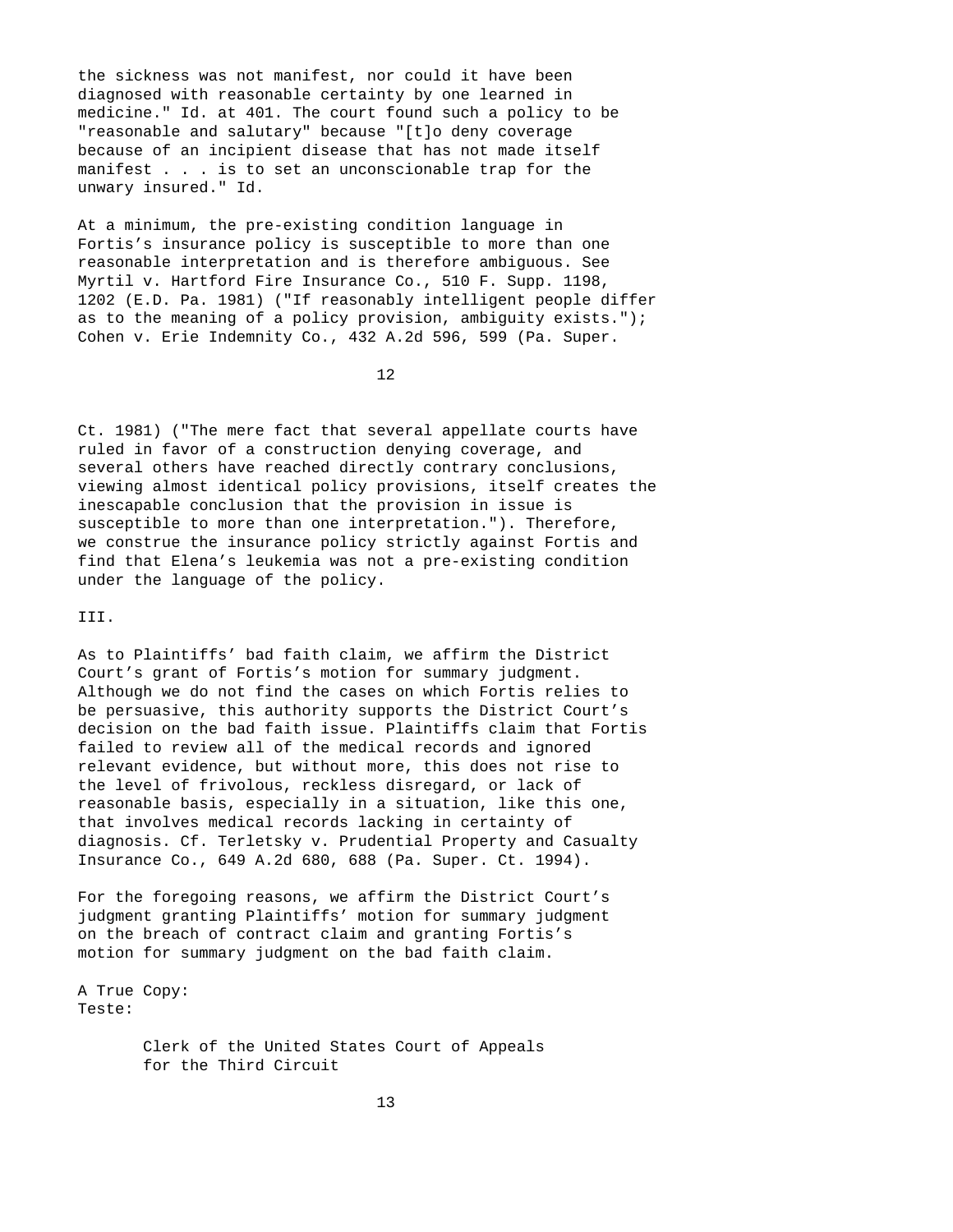the sickness was not manifest, nor could it have been diagnosed with reasonable certainty by one learned in medicine." Id. at 401. The court found such a policy to be "reasonable and salutary" because "[t]o deny coverage because of an incipient disease that has not made itself manifest . . . is to set an unconscionable trap for the unwary insured." Id.

At a minimum, the pre-existing condition language in Fortis's insurance policy is susceptible to more than one reasonable interpretation and is therefore ambiguous. See Myrtil v. Hartford Fire Insurance Co., 510 F. Supp. 1198, 1202 (E.D. Pa. 1981) ("If reasonably intelligent people differ as to the meaning of a policy provision, ambiguity exists."); Cohen v. Erie Indemnity Co., 432 A.2d 596, 599 (Pa. Super. Ct. 1981) ("The mere fact that several appellate courts have ruled in favor of a construction denying coverage, and several others have reached directly contrary conclusions, viewing almost identical policy provisions, itself creates the inescapable conclusion that the provision in issue is susceptible to more than one interpretation."). Therefore, we construe the insurance policy strictly against Fortis and find that Elena's leukemia was not a pre-existing condition under the language of the policy.

III.

As to Plaintiffs' bad faith claim, we affirm the District Court's grant of Fortis's motion for summary judgment. Although we do not find the cases on which Fortis relies to be persuasive, this authority supports the District Court's decision on the bad faith issue. Plaintiffs claim that Fortis failed to review all of the medical records and ignored relevant evidence, but without more, this does not rise to the level of frivolous, reckless disregard, or lack of reasonable basis, especially in a situation, like this one, that involves medical records lacking in certainty of diagnosis. Cf. Terletsky v. Prudential Property and Casualty Insurance Co., 649 A.2d 680, 688 (Pa. Super. Ct. 1994).

For the foregoing reasons, we affirm the District Court's judgment granting Plaintiffs' motion for summary judgment on the breach of contract claim and granting Fortis's motion for summary judgment on the bad faith claim.

A True Copy:
Teste:

Clerk of the United States Court of Appeals
for the Third Circuit